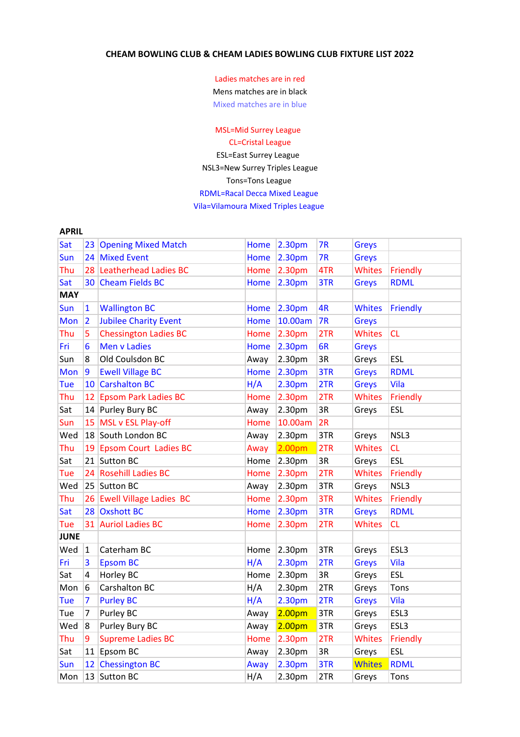**CHEAM BOWLING CLUB & CHEAM LADIES BOWLING CLUB FIXTURE LIST 2022**

Ladies matches are in red

Mens matches are in black

Mixed matches are in blue

MSL=Mid Surrey League

CL=Cristal League

ESL=East Surrey League

NSL3=New Surrey Triples League

Tons=Tons League

RDML=Racal Decca Mixed League

Vila=Vilamoura Mixed Triples League

| **APRIL** | | | | | | | |
|---|---|---|---|---|---|---|---|
| Sat | 23 | Opening Mixed Match | Home | 2.30pm | 7R | Greys | |
| Sun | 24 | Mixed Event | Home | 2.30pm | 7R | Greys | |
| Thu | 28 | Leatherhead Ladies BC | Home | 2.30pm | 4TR | Whites | Friendly |
| Sat | 30 | Cheam Fields BC | Home | 2.30pm | 3TR | Greys | RDML |
| **MAY** | | | | | | | |
| Sun | 1 | Wallington BC | Home | 2.30pm | 4R | Whites | Friendly |
| Mon | 2 | Jubilee Charity Event | Home | 10.00am | 7R | Greys | |
| Thu | 5 | Chessington Ladies BC | Home | 2.30pm | 2TR | Whites | CL |
| Fri | 6 | Men v Ladies | Home | 2.30pm | 6R | Greys | |
| Sun | 8 | Old Coulsdon BC | Away | 2.30pm | 3R | Greys | ESL |
| Mon | 9 | Ewell Village BC | Home | 2.30pm | 3TR | Greys | RDML |
| Tue | 10 | Carshalton BC | H/A | 2.30pm | 2TR | Greys | Vila |
| Thu | 12 | Epsom Park Ladies BC | Home | 2.30pm | 2TR | Whites | Friendly |
| Sat | 14 | Purley Bury BC | Away | 2.30pm | 3R | Greys | ESL |
| Sun | 15 | MSL v ESL Play-off | Home | 10.00am | 2R | | |
| Wed | 18 | South London BC | Away | 2.30pm | 3TR | Greys | NSL3 |
| Thu | 19 | Epsom Court Ladies BC | Away | 2.00pm | 2TR | Whites | CL |
| Sat | 21 | Sutton BC | Home | 2.30pm | 3R | Greys | ESL |
| Tue | 24 | Rosehill Ladies BC | Home | 2.30pm | 2TR | Whites | Friendly |
| Wed | 25 | Sutton BC | Away | 2.30pm | 3TR | Greys | NSL3 |
| Thu | 26 | Ewell Village Ladies BC | Home | 2.30pm | 3TR | Whites | Friendly |
| Sat | 28 | Oxshott BC | Home | 2.30pm | 3TR | Greys | RDML |
| Tue | 31 | Auriol Ladies BC | Home | 2.30pm | 2TR | Whites | CL |
| **JUNE** | | | | | | | |
| Wed | 1 | Caterham BC | Home | 2.30pm | 3TR | Greys | ESL3 |
| Fri | 3 | Epsom BC | H/A | 2.30pm | 2TR | Greys | Vila |
| Sat | 4 | Horley BC | Home | 2.30pm | 3R | Greys | ESL |
| Mon | 6 | Carshalton BC | H/A | 2.30pm | 2TR | Greys | Tons |
| Tue | 7 | Purley BC | H/A | 2.30pm | 2TR | Greys | Vila |
| Tue | 7 | Purley BC | Away | 2.00pm | 3TR | Greys | ESL3 |
| Wed | 8 | Purley Bury BC | Away | 2.00pm | 3TR | Greys | ESL3 |
| Thu | 9 | Supreme Ladies BC | Home | 2.30pm | 2TR | Whites | Friendly |
| Sat | 11 | Epsom BC | Away | 2.30pm | 3R | Greys | ESL |
| Sun | 12 | Chessington BC | Away | 2.30pm | 3TR | Whites | RDML |
| Mon | 13 | Sutton BC | H/A | 2.30pm | 2TR | Greys | Tons |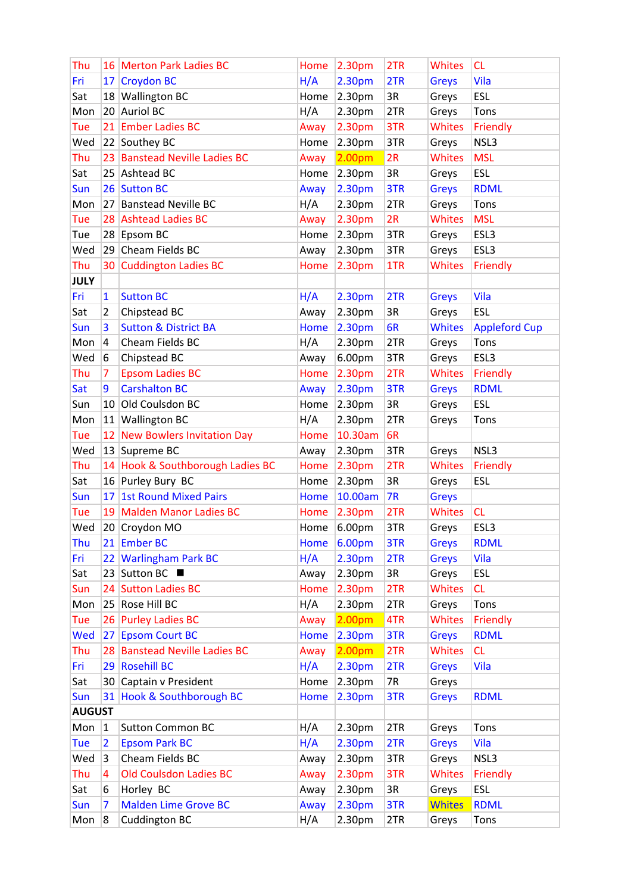| | | | | | | | |
|---|---|---|---|---|---|---|---|
| Thu | 16 | Merton Park Ladies BC | Home | 2.30pm | 2TR | Whites | CL |
| Fri | 17 | Croydon BC | H/A | 2.30pm | 2TR | Greys | Vila |
| Sat | 18 | Wallington BC | Home | 2.30pm | 3R | Greys | ESL |
| Mon | 20 | Auriol BC | H/A | 2.30pm | 2TR | Greys | Tons |
| Tue | 21 | Ember Ladies BC | Away | 2.30pm | 3TR | Whites | Friendly |
| Wed | 22 | Southey BC | Home | 2.30pm | 3TR | Greys | NSL3 |
| Thu | 23 | Banstead Neville Ladies BC | Away | 2.00pm | 2R | Whites | MSL |
| Sat | 25 | Ashtead BC | Home | 2.30pm | 3R | Greys | ESL |
| Sun | 26 | Sutton BC | Away | 2.30pm | 3TR | Greys | RDML |
| Mon | 27 | Banstead Neville BC | H/A | 2.30pm | 2TR | Greys | Tons |
| Tue | 28 | Ashtead Ladies BC | Away | 2.30pm | 2R | Whites | MSL |
| Tue | 28 | Epsom BC | Home | 2.30pm | 3TR | Greys | ESL3 |
| Wed | 29 | Cheam Fields BC | Away | 2.30pm | 3TR | Greys | ESL3 |
| Thu | 30 | Cuddington Ladies BC | Home | 2.30pm | 1TR | Whites | Friendly |
| **JULY** | | | | | | | |
| Fri | 1 | Sutton BC | H/A | 2.30pm | 2TR | Greys | Vila |
| Sat | 2 | Chipstead BC | Away | 2.30pm | 3R | Greys | ESL |
| Sun | 3 | Sutton & District BA | Home | 2.30pm | 6R | Whites | Appleford Cup |
| Mon | 4 | Cheam Fields BC | H/A | 2.30pm | 2TR | Greys | Tons |
| Wed | 6 | Chipstead BC | Away | 6.00pm | 3TR | Greys | ESL3 |
| Thu | 7 | Epsom Ladies BC | Home | 2.30pm | 2TR | Whites | Friendly |
| Sat | 9 | Carshalton BC | Away | 2.30pm | 3TR | Greys | RDML |
| Sun | 10 | Old Coulsdon BC | Home | 2.30pm | 3R | Greys | ESL |
| Mon | 11 | Wallington BC | H/A | 2.30pm | 2TR | Greys | Tons |
| Tue | 12 | New Bowlers Invitation Day | Home | 10.30am | 6R | | |
| Wed | 13 | Supreme BC | Away | 2.30pm | 3TR | Greys | NSL3 |
| Thu | 14 | Hook & Southborough Ladies BC | Home | 2.30pm | 2TR | Whites | Friendly |
| Sat | 16 | Purley Bury BC | Home | 2.30pm | 3R | Greys | ESL |
| Sun | 17 | 1st Round Mixed Pairs | Home | 10.00am | 7R | Greys | |
| Tue | 19 | Malden Manor Ladies BC | Home | 2.30pm | 2TR | Whites | CL |
| Wed | 20 | Croydon MO | Home | 6.00pm | 3TR | Greys | ESL3 |
| Thu | 21 | Ember BC | Home | 6.00pm | 3TR | Greys | RDML |
| Fri | 22 | Warlingham Park BC | H/A | 2.30pm | 2TR | Greys | Vila |
| Sat | 23 | Sutton BC ■ | Away | 2.30pm | 3R | Greys | ESL |
| Sun | 24 | Sutton Ladies BC | Home | 2.30pm | 2TR | Whites | CL |
| Mon | 25 | Rose Hill BC | H/A | 2.30pm | 2TR | Greys | Tons |
| Tue | 26 | Purley Ladies BC | Away | 2.00pm | 4TR | Whites | Friendly |
| Wed | 27 | Epsom Court BC | Home | 2.30pm | 3TR | Greys | RDML |
| Thu | 28 | Banstead Neville Ladies BC | Away | 2.00pm | 2TR | Whites | CL |
| Fri | 29 | Rosehill BC | H/A | 2.30pm | 2TR | Greys | Vila |
| Sat | 30 | Captain v President | Home | 2.30pm | 7R | Greys | |
| Sun | 31 | Hook & Southborough BC | Home | 2.30pm | 3TR | Greys | RDML |
| **AUGUST** | | | | | | | |
| Mon | 1 | Sutton Common BC | H/A | 2.30pm | 2TR | Greys | Tons |
| Tue | 2 | Epsom Park BC | H/A | 2.30pm | 2TR | Greys | Vila |
| Wed | 3 | Cheam Fields BC | Away | 2.30pm | 3TR | Greys | NSL3 |
| Thu | 4 | Old Coulsdon Ladies BC | Away | 2.30pm | 3TR | Whites | Friendly |
| Sat | 6 | Horley BC | Away | 2.30pm | 3R | Greys | ESL |
| Sun | 7 | Malden Lime Grove BC | Away | 2.30pm | 3TR | Whites | RDML |
| Mon | 8 | Cuddington BC | H/A | 2.30pm | 2TR | Greys | Tons |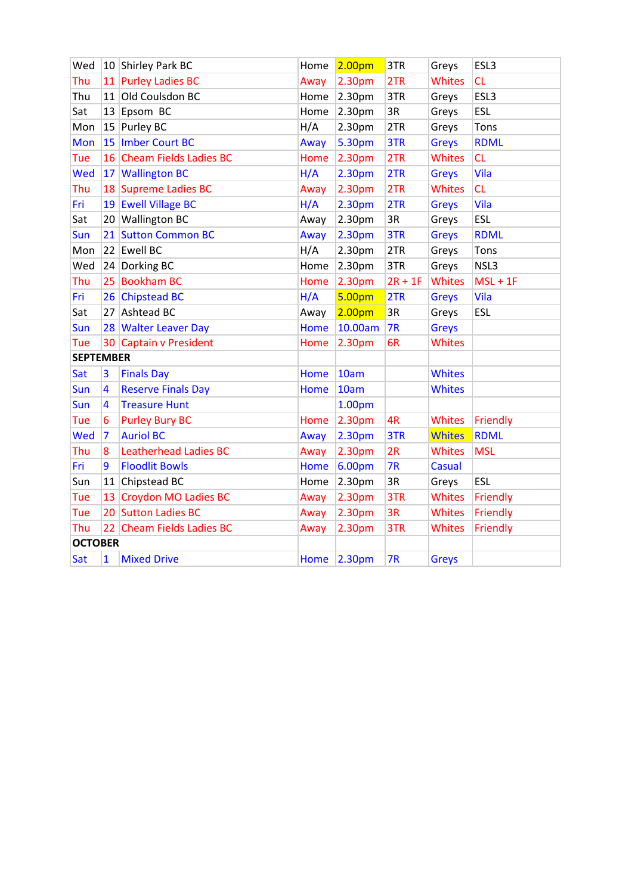| | | | | | | | |
|---|---|---|---|---|---|---|---|
| Wed | 10 | Shirley Park BC | Home | 2.00pm | 3TR | Greys | ESL3 |
| Thu | 11 | Purley Ladies BC | Away | 2.30pm | 2TR | Whites | CL |
| Thu | 11 | Old Coulsdon BC | Home | 2.30pm | 3TR | Greys | ESL3 |
| Sat | 13 | Epsom BC | Home | 2.30pm | 3R | Greys | ESL |
| Mon | 15 | Purley BC | H/A | 2.30pm | 2TR | Greys | Tons |
| Mon | 15 | Imber Court BC | Away | 5.30pm | 3TR | Greys | RDML |
| Tue | 16 | Cheam Fields Ladies BC | Home | 2.30pm | 2TR | Whites | CL |
| Wed | 17 | Wallington BC | H/A | 2.30pm | 2TR | Greys | Vila |
| Thu | 18 | Supreme Ladies BC | Away | 2.30pm | 2TR | Whites | CL |
| Fri | 19 | Ewell Village BC | H/A | 2.30pm | 2TR | Greys | Vila |
| Sat | 20 | Wallington BC | Away | 2.30pm | 3R | Greys | ESL |
| Sun | 21 | Sutton Common BC | Away | 2.30pm | 3TR | Greys | RDML |
| Mon | 22 | Ewell BC | H/A | 2.30pm | 2TR | Greys | Tons |
| Wed | 24 | Dorking BC | Home | 2.30pm | 3TR | Greys | NSL3 |
| Thu | 25 | Bookham BC | Home | 2.30pm | 2R + 1F | Whites | MSL + 1F |
| Fri | 26 | Chipstead BC | H/A | 5.00pm | 2TR | Greys | Vila |
| Sat | 27 | Ashtead BC | Away | 2.00pm | 3R | Greys | ESL |
| Sun | 28 | Walter Leaver Day | Home | 10.00am | 7R | Greys | |
| Tue | 30 | Captain v President | Home | 2.30pm | 6R | Whites | |
| **SEPTEMBER** | | | | | | | |
| Sat | 3 | Finals Day | Home | 10am | | Whites | |
| Sun | 4 | Reserve Finals Day | Home | 10am | | Whites | |
| Sun | 4 | Treasure Hunt | | 1.00pm | | | |
| Tue | 6 | Purley Bury BC | Home | 2.30pm | 4R | Whites | Friendly |
| Wed | 7 | Auriol BC | Away | 2.30pm | 3TR | Whites | RDML |
| Thu | 8 | Leatherhead Ladies BC | Away | 2.30pm | 2R | Whites | MSL |
| Fri | 9 | Floodlit Bowls | Home | 6.00pm | 7R | Casual | |
| Sun | 11 | Chipstead BC | Home | 2.30pm | 3R | Greys | ESL |
| Tue | 13 | Croydon MO Ladies BC | Away | 2.30pm | 3TR | Whites | Friendly |
| Tue | 20 | Sutton Ladies BC | Away | 2.30pm | 3R | Whites | Friendly |
| Thu | 22 | Cheam Fields Ladies BC | Away | 2.30pm | 3TR | Whites | Friendly |
| **OCTOBER** | | | | | | | |
| Sat | 1 | Mixed Drive | Home | 2.30pm | 7R | Greys | |